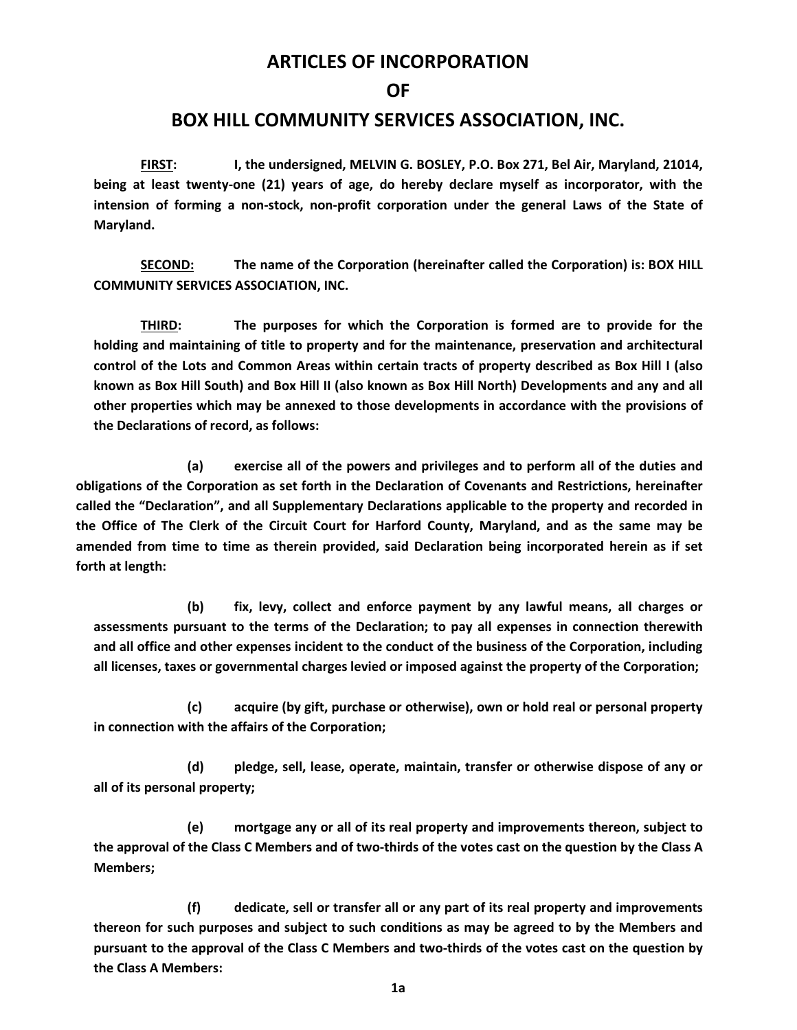# ARTICLES OF INCORPORATION
# OF
# BOX HILL COMMUNITY SERVICES ASSOCIATION, INC.

**FIRST:** I, the undersigned, MELVIN G. BOSLEY, P.O. Box 271, Bel Air, Maryland, 21014, being at least twenty-one (21) years of age, do hereby declare myself as incorporator, with the intension of forming a non-stock, non-profit corporation under the general Laws of the State of Maryland.

**SECOND:** The name of the Corporation (hereinafter called the Corporation) is: BOX HILL COMMUNITY SERVICES ASSOCIATION, INC.

**THIRD:** The purposes for which the Corporation is formed are to provide for the holding and maintaining of title to property and for the maintenance, preservation and architectural control of the Lots and Common Areas within certain tracts of property described as Box Hill I (also known as Box Hill South) and Box Hill II (also known as Box Hill North) Developments and any and all other properties which may be annexed to those developments in accordance with the provisions of the Declarations of record, as follows:

(a) exercise all of the powers and privileges and to perform all of the duties and obligations of the Corporation as set forth in the Declaration of Covenants and Restrictions, hereinafter called the "Declaration", and all Supplementary Declarations applicable to the property and recorded in the Office of The Clerk of the Circuit Court for Harford County, Maryland, and as the same may be amended from time to time as therein provided, said Declaration being incorporated herein as if set forth at length:

(b) fix, levy, collect and enforce payment by any lawful means, all charges or assessments pursuant to the terms of the Declaration; to pay all expenses in connection therewith and all office and other expenses incident to the conduct of the business of the Corporation, including all licenses, taxes or governmental charges levied or imposed against the property of the Corporation;

(c) acquire (by gift, purchase or otherwise), own or hold real or personal property in connection with the affairs of the Corporation;

(d) pledge, sell, lease, operate, maintain, transfer or otherwise dispose of any or all of its personal property;

(e) mortgage any or all of its real property and improvements thereon, subject to the approval of the Class C Members and of two-thirds of the votes cast on the question by the Class A Members;

(f) dedicate, sell or transfer all or any part of its real property and improvements thereon for such purposes and subject to such conditions as may be agreed to by the Members and pursuant to the approval of the Class C Members and two-thirds of the votes cast on the question by the Class A Members: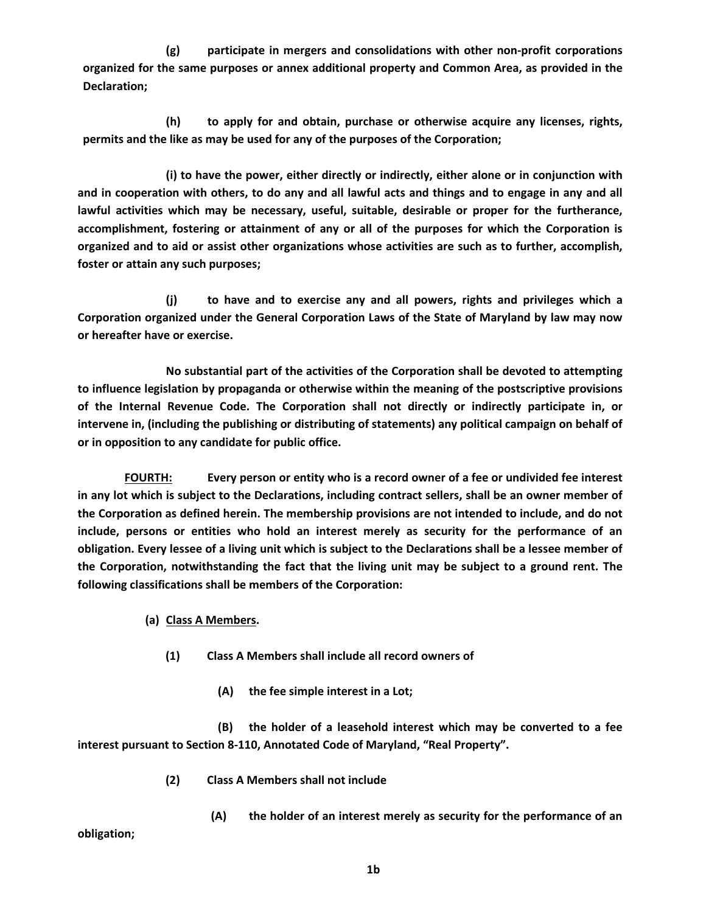**(g) participate in mergers and consolidations with other non-profit corporations organized for the same purposes or annex additional property and Common Area, as provided in the Declaration;**

**(h) to apply for and obtain, purchase or otherwise acquire any licenses, rights, permits and the like as may be used for any of the purposes of the Corporation;**

**(i) to have the power, either directly or indirectly, either alone or in conjunction with and in cooperation with others, to do any and all lawful acts and things and to engage in any and all lawful activities which may be necessary, useful, suitable, desirable or proper for the furtherance, accomplishment, fostering or attainment of any or all of the purposes for which the Corporation is organized and to aid or assist other organizations whose activities are such as to further, accomplish, foster or attain any such purposes;**

**(j) to have and to exercise any and all powers, rights and privileges which a Corporation organized under the General Corporation Laws of the State of Maryland by law may now or hereafter have or exercise.**

**No substantial part of the activities of the Corporation shall be devoted to attempting to influence legislation by propaganda or otherwise within the meaning of the postscriptive provisions of the Internal Revenue Code. The Corporation shall not directly or indirectly participate in, or intervene in, (including the publishing or distributing of statements) any political campaign on behalf of or in opposition to any candidate for public office.**

**<u>FOURTH:</u> Every person or entity who is a record owner of a fee or undivided fee interest in any lot which is subject to the Declarations, including contract sellers, shall be an owner member of the Corporation as defined herein. The membership provisions are not intended to include, and do not include, persons or entities who hold an interest merely as security for the performance of an obligation. Every lessee of a living unit which is subject to the Declarations shall be a lessee member of the Corporation, notwithstanding the fact that the living unit may be subject to a ground rent. The following classifications shall be members of the Corporation:**

**(a) <u>Class A Members</u>.**

**(1) Class A Members shall include all record owners of**

**(A) the fee simple interest in a Lot;**

**(B) the holder of a leasehold interest which may be converted to a fee interest pursuant to Section 8-110, Annotated Code of Maryland, "Real Property".**

**(2) Class A Members shall not include**

**(A) the holder of an interest merely as security for the performance of an obligation;**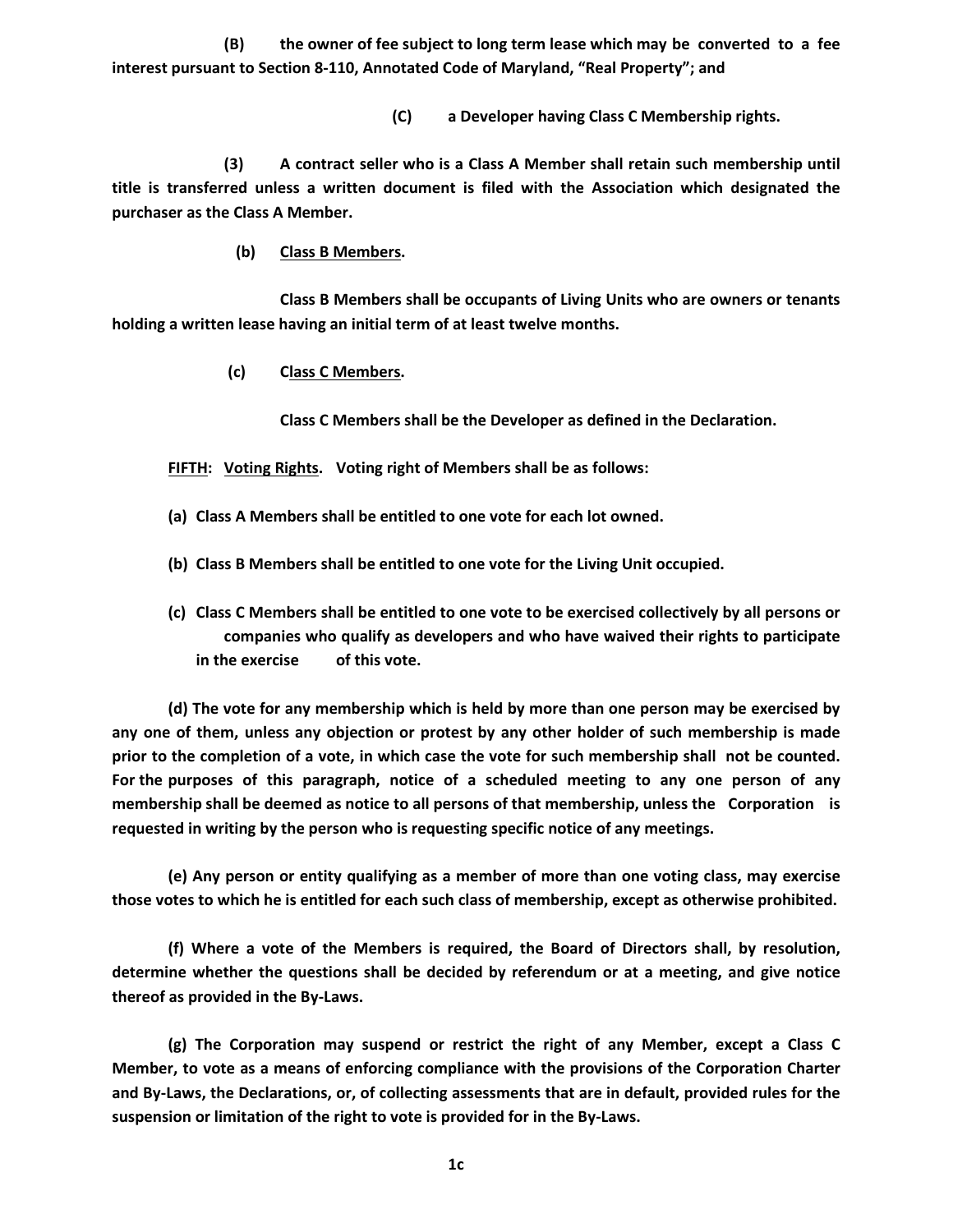**(B) the owner of fee subject to long term lease which may be converted to a fee interest pursuant to Section 8-110, Annotated Code of Maryland, "Real Property"; and**

**(C) a Developer having Class C Membership rights.**

**(3) A contract seller who is a Class A Member shall retain such membership until title is transferred unless a written document is filed with the Association which designated the purchaser as the Class A Member.**

**(b) <u>Class B Members</u>.**

**Class B Members shall be occupants of Living Units who are owners or tenants holding a written lease having an initial term of at least twelve months.**

**(c) <u>Class C Members</u>.**

**Class C Members shall be the Developer as defined in the Declaration.**

**<u>FIFTH</u>: <u>Voting Rights</u>. Voting right of Members shall be as follows:**

**(a) Class A Members shall be entitled to one vote for each lot owned.**

**(b) Class B Members shall be entitled to one vote for the Living Unit occupied.**

**(c) Class C Members shall be entitled to one vote to be exercised collectively by all persons or companies who qualify as developers and who have waived their rights to participate in the exercise of this vote.**

**(d) The vote for any membership which is held by more than one person may be exercised by any one of them, unless any objection or protest by any other holder of such membership is made prior to the completion of a vote, in which case the vote for such membership shall not be counted. For the purposes of this paragraph, notice of a scheduled meeting to any one person of any membership shall be deemed as notice to all persons of that membership, unless the Corporation is requested in writing by the person who is requesting specific notice of any meetings.**

**(e) Any person or entity qualifying as a member of more than one voting class, may exercise those votes to which he is entitled for each such class of membership, except as otherwise prohibited.**

**(f) Where a vote of the Members is required, the Board of Directors shall, by resolution, determine whether the questions shall be decided by referendum or at a meeting, and give notice thereof as provided in the By-Laws.**

**(g) The Corporation may suspend or restrict the right of any Member, except a Class C Member, to vote as a means of enforcing compliance with the provisions of the Corporation Charter and By-Laws, the Declarations, or, of collecting assessments that are in default, provided rules for the suspension or limitation of the right to vote is provided for in the By-Laws.**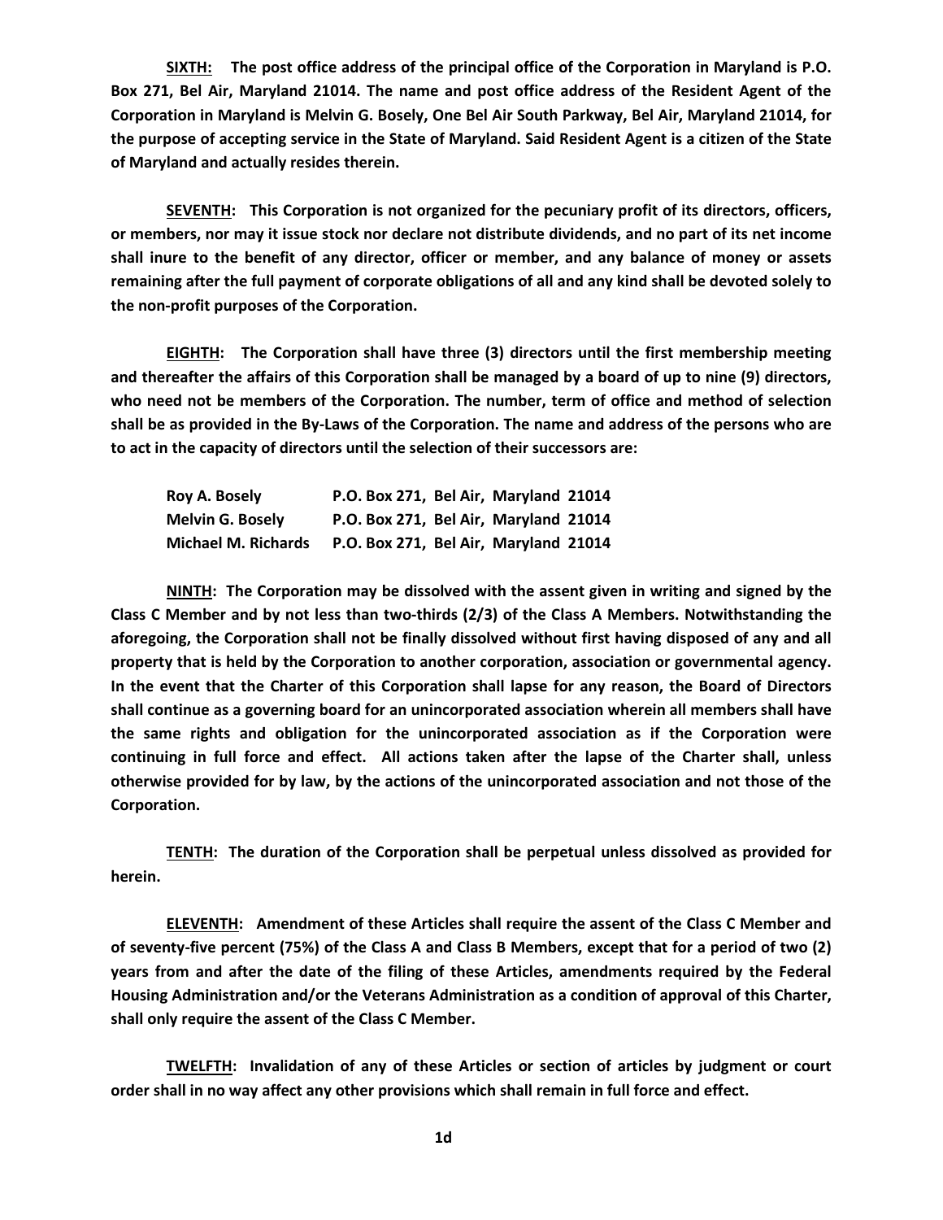**SIXTH:** **The post office address of the principal office of the Corporation in Maryland is P.O. Box 271, Bel Air, Maryland 21014. The name and post office address of the Resident Agent of the Corporation in Maryland is Melvin G. Bosely, One Bel Air South Parkway, Bel Air, Maryland 21014, for the purpose of accepting service in the State of Maryland. Said Resident Agent is a citizen of the State of Maryland and actually resides therein.**

**SEVENTH:** **This Corporation is not organized for the pecuniary profit of its directors, officers, or members, nor may it issue stock nor declare not distribute dividends, and no part of its net income shall inure to the benefit of any director, officer or member, and any balance of money or assets remaining after the full payment of corporate obligations of all and any kind shall be devoted solely to the non-profit purposes of the Corporation.**

**EIGHTH:** **The Corporation shall have three (3) directors until the first membership meeting and thereafter the affairs of this Corporation shall be managed by a board of up to nine (9) directors, who need not be members of the Corporation. The number, term of office and method of selection shall be as provided in the By-Laws of the Corporation. The name and address of the persons who are to act in the capacity of directors until the selection of their successors are:**

| | |
|---|---|
| **Roy A. Bosely** | **P.O. Box 271, Bel Air, Maryland 21014** |
| **Melvin G. Bosely** | **P.O. Box 271, Bel Air, Maryland 21014** |
| **Michael M. Richards** | **P.O. Box 271, Bel Air, Maryland 21014** |

**NINTH:** **The Corporation may be dissolved with the assent given in writing and signed by the Class C Member and by not less than two-thirds (2/3) of the Class A Members. Notwithstanding the aforegoing, the Corporation shall not be finally dissolved without first having disposed of any and all property that is held by the Corporation to another corporation, association or governmental agency. In the event that the Charter of this Corporation shall lapse for any reason, the Board of Directors shall continue as a governing board for an unincorporated association wherein all members shall have the same rights and obligation for the unincorporated association as if the Corporation were continuing in full force and effect. All actions taken after the lapse of the Charter shall, unless otherwise provided for by law, by the actions of the unincorporated association and not those of the Corporation.**

**TENTH:** **The duration of the Corporation shall be perpetual unless dissolved as provided for herein.**

**ELEVENTH:** **Amendment of these Articles shall require the assent of the Class C Member and of seventy-five percent (75%) of the Class A and Class B Members, except that for a period of two (2) years from and after the date of the filing of these Articles, amendments required by the Federal Housing Administration and/or the Veterans Administration as a condition of approval of this Charter, shall only require the assent of the Class C Member.**

**TWELFTH:** **Invalidation of any of these Articles or section of articles by judgment or court order shall in no way affect any other provisions which shall remain in full force and effect.**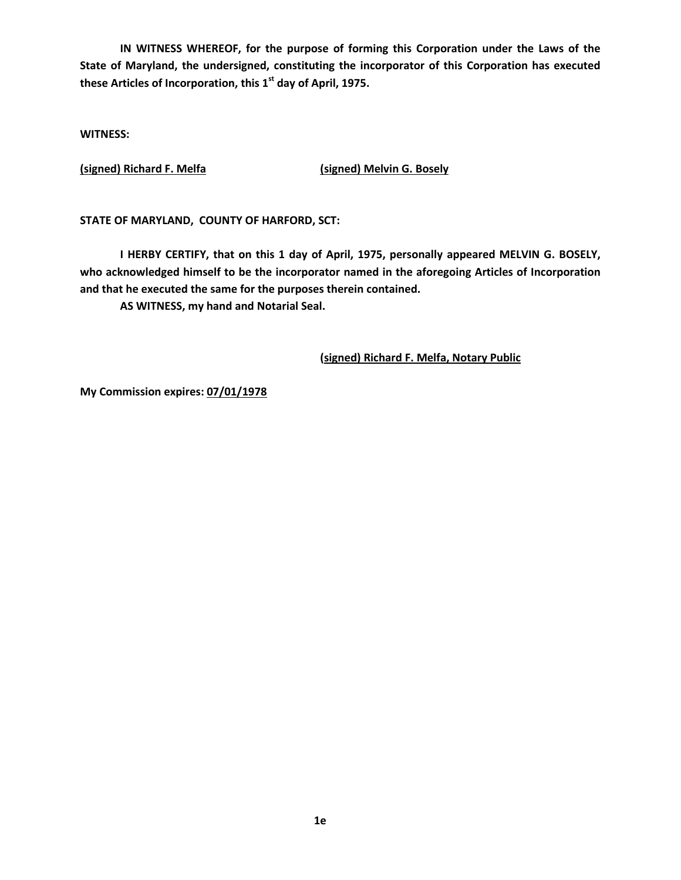**IN WITNESS WHEREOF, for the purpose of forming this Corporation under the Laws of the State of Maryland, the undersigned, constituting the incorporator of this Corporation has executed these Articles of Incorporation, this 1st day of April, 1975.**

**WITNESS:**

**(signed) Richard F. Melfa** **(signed) Melvin G. Bosely**

**STATE OF MARYLAND, COUNTY OF HARFORD, SCT:**

**I HERBY CERTIFY, that on this 1 day of April, 1975, personally appeared MELVIN G. BOSELY, who acknowledged himself to be the incorporator named in the aforegoing Articles of Incorporation and that he executed the same for the purposes therein contained.**

**AS WITNESS, my hand and Notarial Seal.**

**(signed) Richard F. Melfa, Notary Public**

**My Commission expires: 07/01/1978**